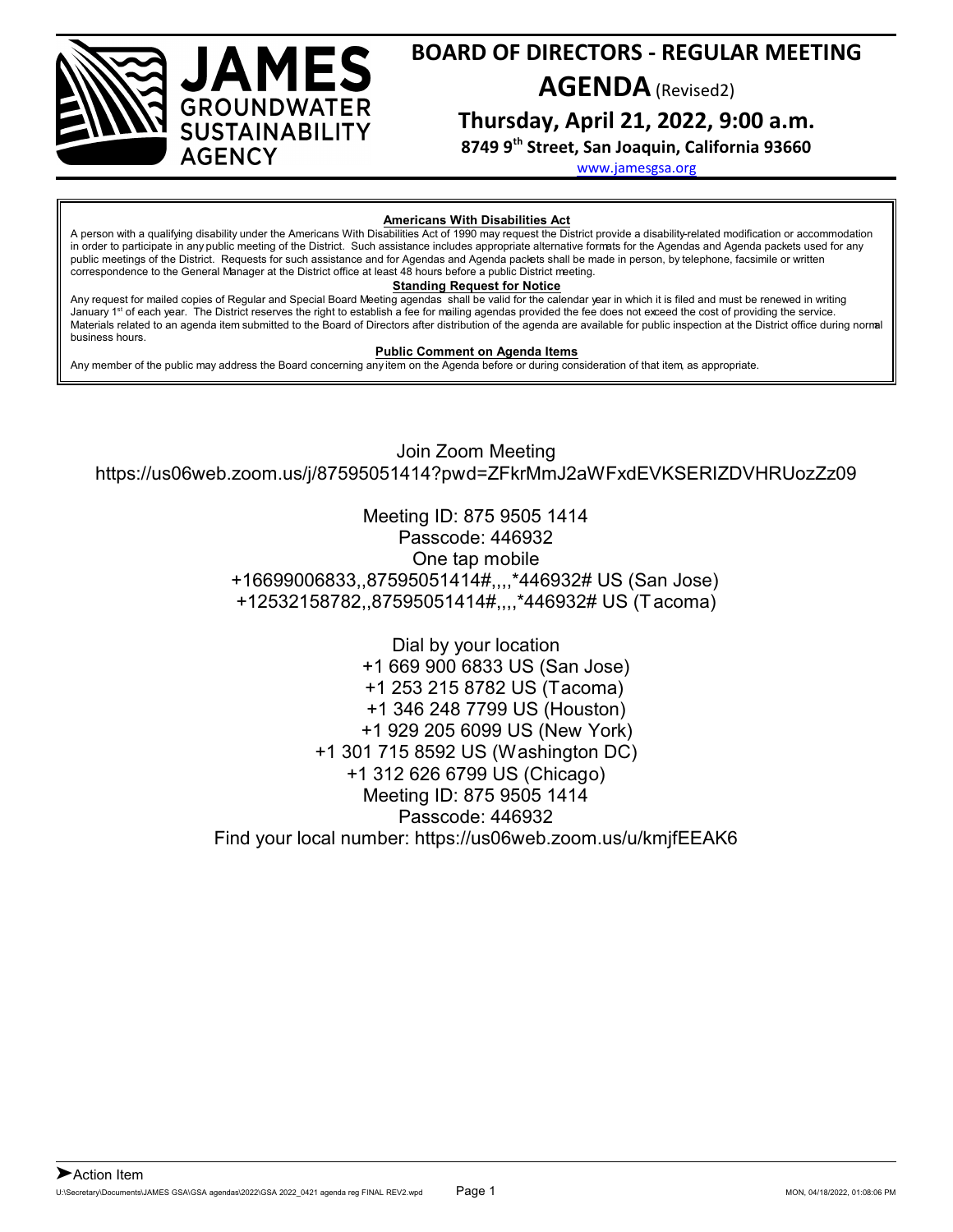# JAMES GROUNDWATER SUSTAINABILITY AGENCY

## BOARD OF DIRECTORS - REGULAR MEETING

## AGENDA (Revised2)

### Thursday, April 21, 2022, 9:00 a.m.

**8749 9th Street, San Joaquin, California 93660**

www.jamesgsa.org

---

**Americans With Disabilities Act**

A person with a qualifying disability under the Americans With Disabilities Act of 1990 may request the District provide a disability-related modification or accommodation in order to participate in any public meeting of the District. Such assistance includes appropriate alternative formats for the Agendas and Agenda packets used for any public meetings of the District. Requests for such assistance and for Agendas and Agenda packets shall be made in person, by telephone, facsimile or written correspondence to the General Manager at the District office at least 48 hours before a public District meeting.

**Standing Request for Notice**

Any request for mailed copies of Regular and Special Board Meeting agendas shall be valid for the calendar year in which it is filed and must be renewed in writing January 1st of each year. The District reserves the right to establish a fee for mailing agendas provided the fee does not exceed the cost of providing the service. Materials related to an agenda item submitted to the Board of Directors after distribution of the agenda are available for public inspection at the District office during normal business hours.

**Public Comment on Agenda Items**

Any member of the public may address the Board concerning any item on the Agenda before or during consideration of that item, as appropriate.

---

Join Zoom Meeting
https://us06web.zoom.us/j/87595051414?pwd=ZFkrMmJ2aWFxdEVKSERIZDVHRUozZz09

Meeting ID: 875 9505 1414
Passcode: 446932
One tap mobile
+16699006833,,87595051414#,,,,*446932# US (San Jose)
+12532158782,,87595051414#,,,,*446932# US (Tacoma)

Dial by your location
+1 669 900 6833 US (San Jose)
+1 253 215 8782 US (Tacoma)
+1 346 248 7799 US (Houston)
+1 929 205 6099 US (New York)
+1 301 715 8592 US (Washington DC)
+1 312 626 6799 US (Chicago)
Meeting ID: 875 9505 1414
Passcode: 446932
Find your local number: https://us06web.zoom.us/u/kmjfEEAK6

➤Action Item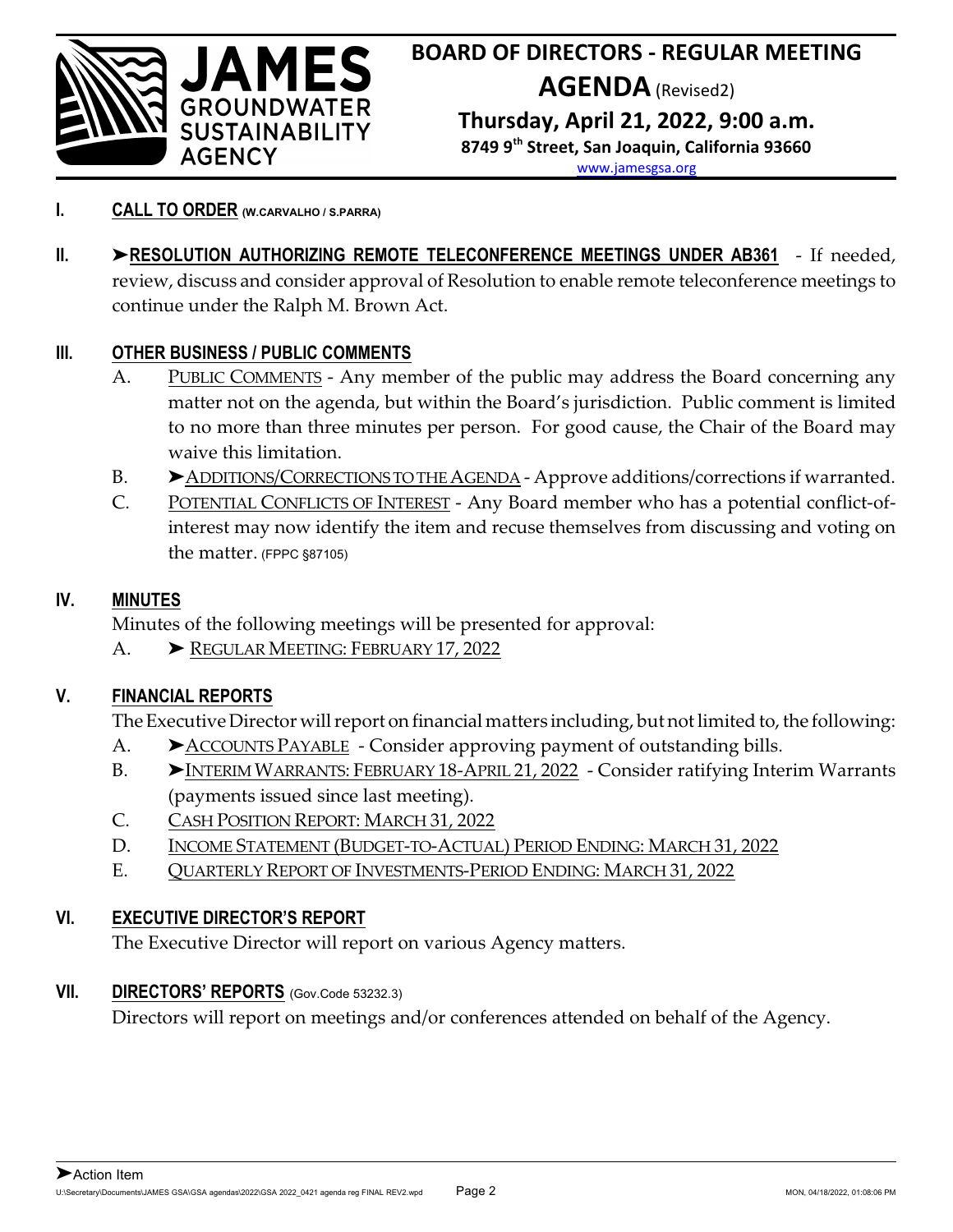# JAMES GROUNDWATER SUSTAINABILITY AGENCY

## BOARD OF DIRECTORS - REGULAR MEETING
## AGENDA (Revised2)
**Thursday, April 21, 2022, 9:00 a.m.**
**8749 9th Street, San Joaquin, California 93660**
www.jamesgsa.org

**I. CALL TO ORDER (W.CARVALHO / S.PARRA)**

**II. ➤RESOLUTION AUTHORIZING REMOTE TELECONFERENCE MEETINGS UNDER AB361** - If needed, review, discuss and consider approval of Resolution to enable remote teleconference meetings to continue under the Ralph M. Brown Act.

**III. OTHER BUSINESS / PUBLIC COMMENTS**

A. PUBLIC COMMENTS - Any member of the public may address the Board concerning any matter not on the agenda, but within the Board's jurisdiction. Public comment is limited to no more than three minutes per person. For good cause, the Chair of the Board may waive this limitation.

B. ➤ADDITIONS/CORRECTIONS TO THE AGENDA - Approve additions/corrections if warranted.

C. POTENTIAL CONFLICTS OF INTEREST - Any Board member who has a potential conflict-of-interest may now identify the item and recuse themselves from discussing and voting on the matter. (FPPC §87105)

**IV. MINUTES**

Minutes of the following meetings will be presented for approval:

A. ➤ REGULAR MEETING: FEBRUARY 17, 2022

**V. FINANCIAL REPORTS**

The Executive Director will report on financial matters including, but not limited to, the following:

A. ➤ACCOUNTS PAYABLE - Consider approving payment of outstanding bills.

B. ➤INTERIM WARRANTS: FEBRUARY 18-APRIL 21, 2022 - Consider ratifying Interim Warrants (payments issued since last meeting).

C. CASH POSITION REPORT: MARCH 31, 2022

D. INCOME STATEMENT (BUDGET-TO-ACTUAL) PERIOD ENDING: MARCH 31, 2022

E. QUARTERLY REPORT OF INVESTMENTS-PERIOD ENDING: MARCH 31, 2022

**VI. EXECUTIVE DIRECTOR'S REPORT**

The Executive Director will report on various Agency matters.

**VII. DIRECTORS' REPORTS** (Gov.Code 53232.3)

Directors will report on meetings and/or conferences attended on behalf of the Agency.

➤Action Item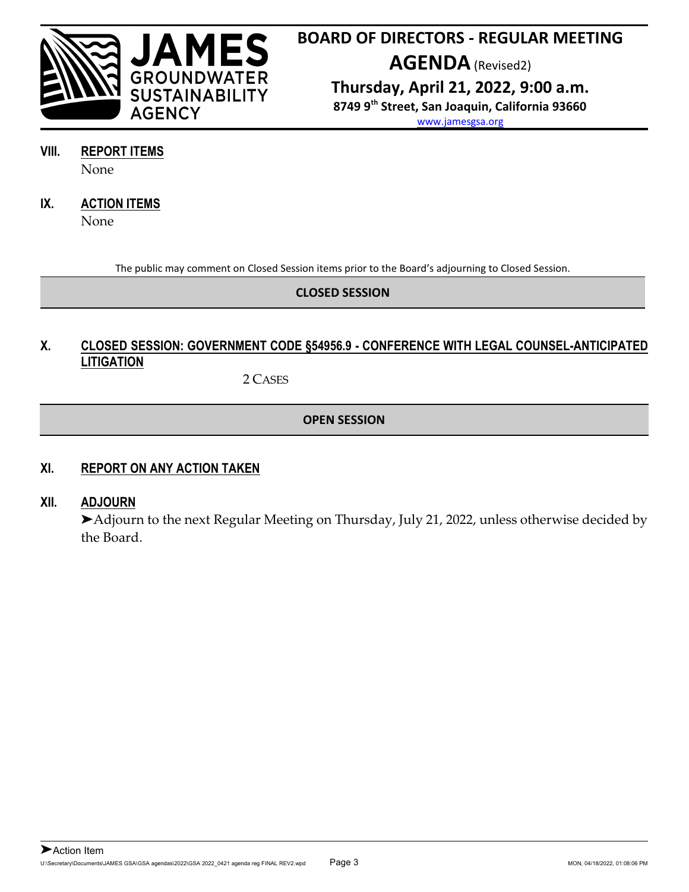## VIII. REPORT ITEMS

None

## IX. ACTION ITEMS

None

The public may comment on Closed Session items prior to the Board's adjourning to Closed Session.

**CLOSED SESSION**

## X. CLOSED SESSION: GOVERNMENT CODE §54956.9 - CONFERENCE WITH LEGAL COUNSEL-ANTICIPATED LITIGATION

2 CASES

**OPEN SESSION**

## XI. REPORT ON ANY ACTION TAKEN

## XII. ADJOURN

➤Adjourn to the next Regular Meeting on Thursday, July 21, 2022, unless otherwise decided by the Board.

➤Action Item